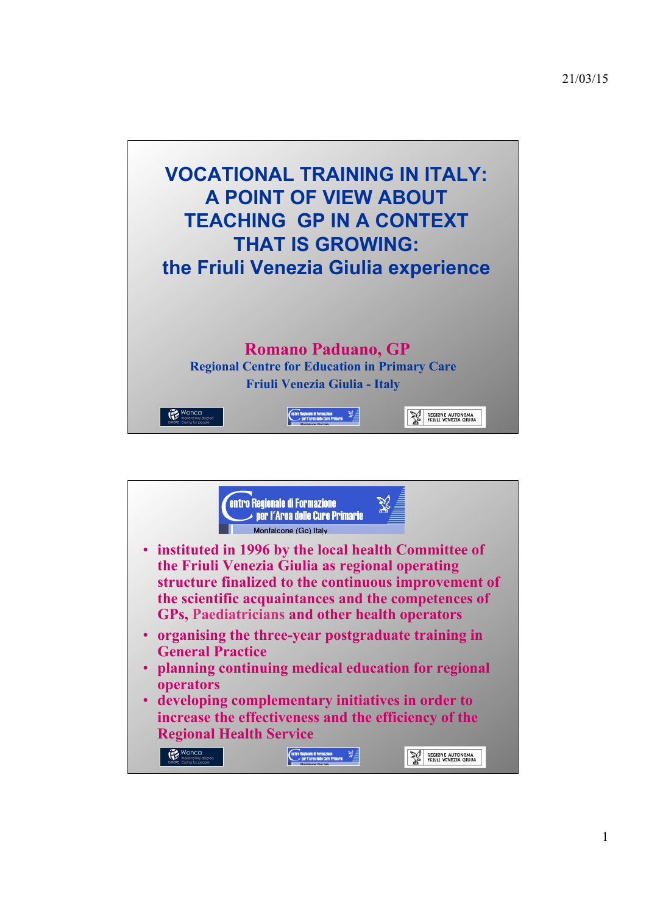# VOCATIONAL TRAINING IN ITALY: A POINT OF VIEW ABOUT TEACHING GP IN A CONTEXT THAT IS GROWING: the Friuli Venezia Giulia experience

**Romano Paduano, GP**

Regional Centre for Education in Primary Care

Friuli Venezia Giulia - Italy

---

## Centro Regionale di Formazione per l'Area delle Cure Primarie

Monfalcone (Go) Italy

- instituted in 1996 by the local health Committee of the Friuli Venezia Giulia as regional operating structure finalized to the continuous improvement of the scientific acquaintances and the competences of GPs, Paediatricians and other health operators
- organising the three-year postgraduate training in General Practice
- planning continuing medical education for regional operators
- developing complementary initiatives in order to increase the effectiveness and the efficiency of the Regional Health Service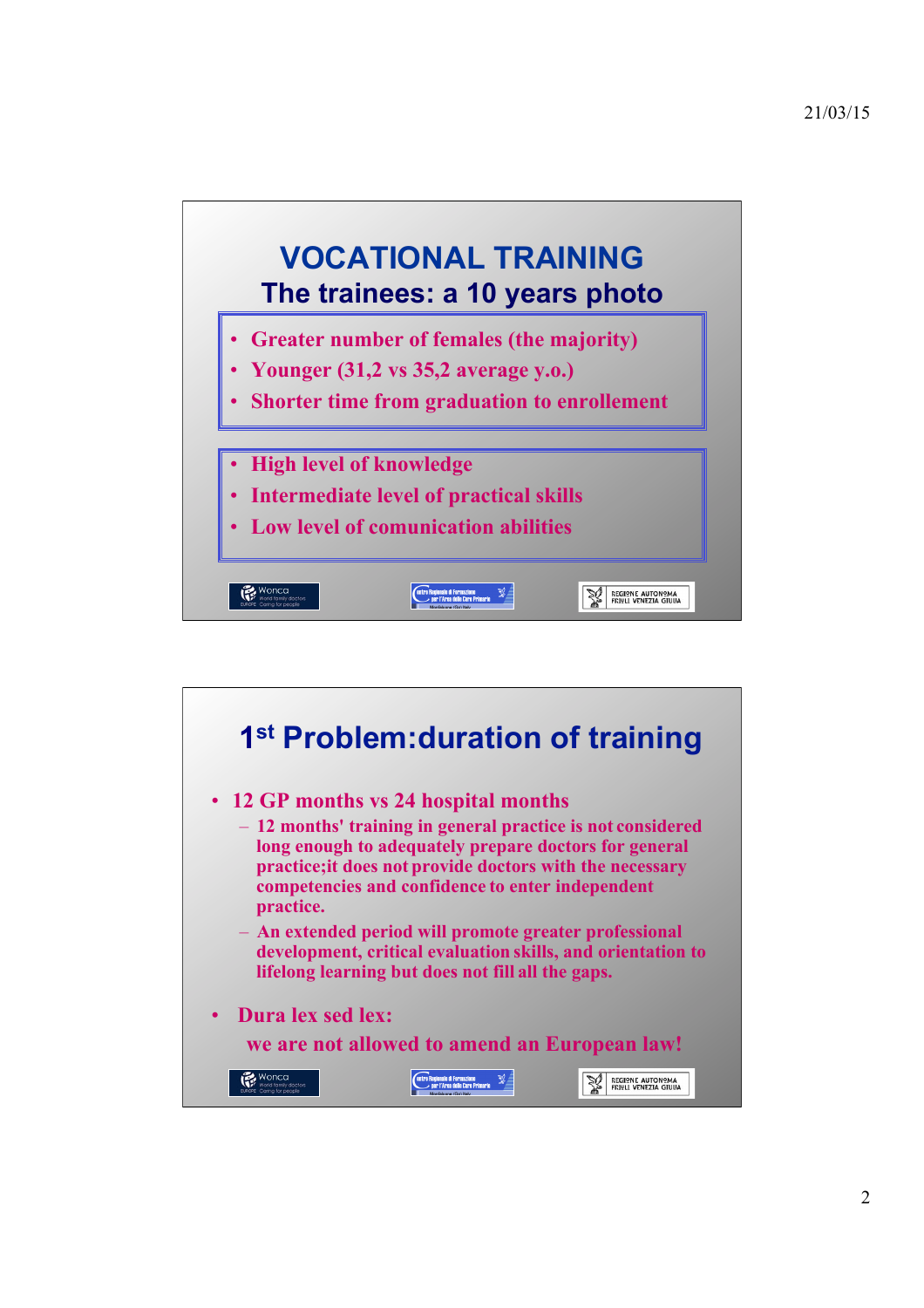# VOCATIONAL TRAINING

## The trainees: a 10 years photo

- Greater number of females (the majority)
- Younger (31,2 vs 35,2 average y.o.)
- Shorter time from graduation to enrollement

- High level of knowledge
- Intermediate level of practical skills
- Low level of comunication abilities

# 1st Problem:duration of training

- 12 GP months vs 24 hospital months
  - 12 months' training in general practice is not considered long enough to adequately prepare doctors for general practice;it does not provide doctors with the necessary competencies and confidence to enter independent practice.
  - An extended period will promote greater professional development, critical evaluation skills, and orientation to lifelong learning but does not fill all the gaps.
- Dura lex sed lex:

  we are not allowed to amend an European law!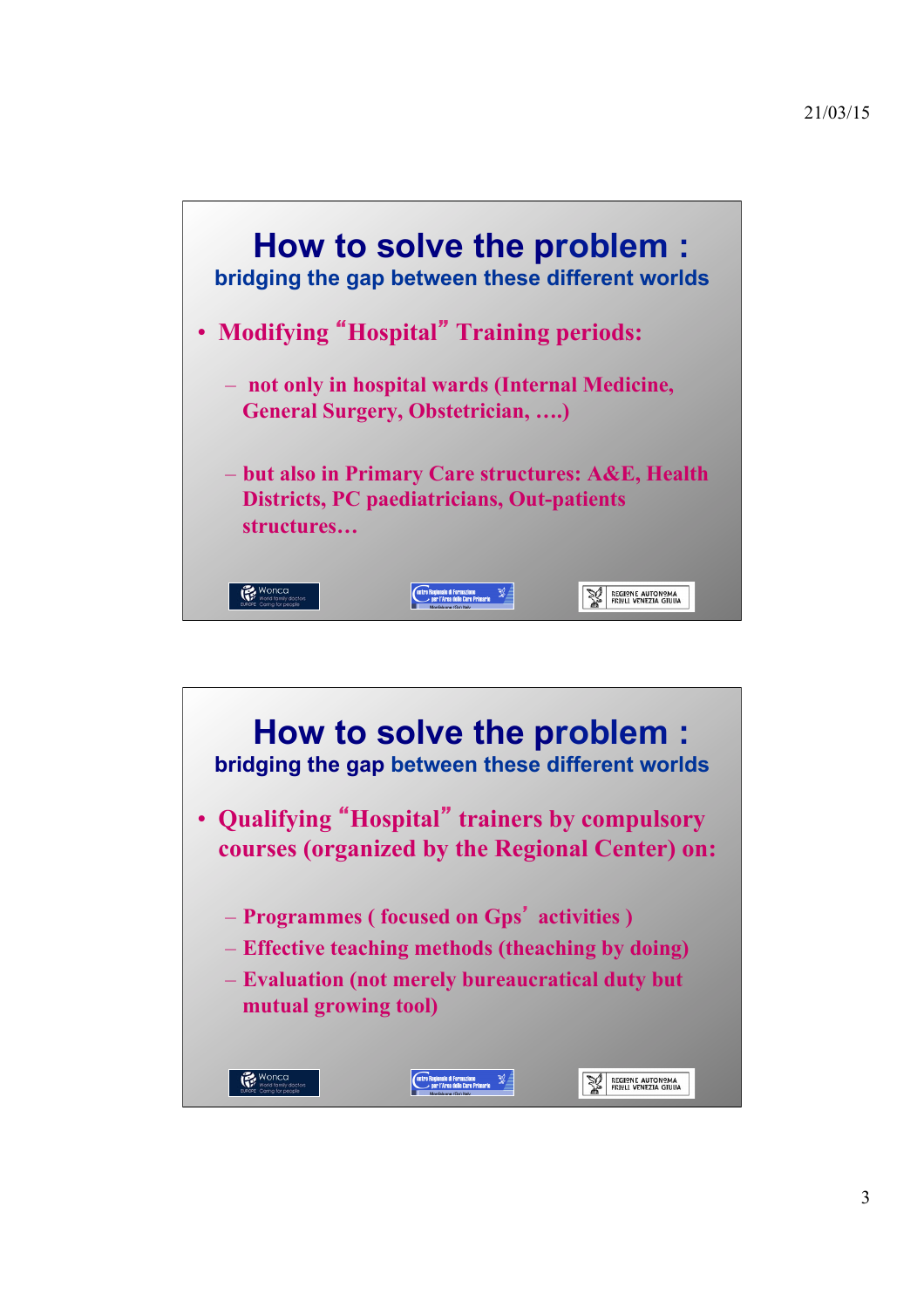## How to solve the problem :

### bridging the gap between these different worlds

- **Modifying "Hospital" Training periods:**
  - **not only in hospital wards (Internal Medicine, General Surgery, Obstetrician, ….)**
  - **but also in Primary Care structures: A&E, Health Districts, PC paediatricians, Out-patients structures…**

## How to solve the problem :

### bridging the gap between these different worlds

- **Qualifying "Hospital" trainers by compulsory courses (organized by the Regional Center) on:**
  - **Programmes ( focused on Gps' activities )**
  - **Effective teaching methods (theaching by doing)**
  - **Evaluation (not merely bureaucratical duty but mutual growing tool)**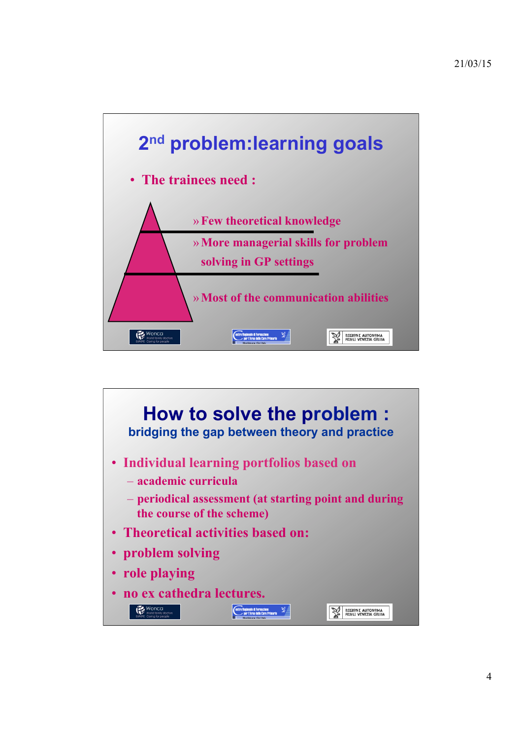## 2$^{nd}$ problem:learning goals

- The trainees need :
  - » Few theoretical knowledge
  - » More managerial skills for problem solving in GP settings
  - » Most of the communication abilities

## How to solve the problem :

### bridging the gap between theory and practice

- Individual learning portfolios based on
  - academic curricula
  - periodical assessment (at starting point and during the course of the scheme)
- Theoretical activities based on:
- problem solving
- role playing
- no ex cathedra lectures.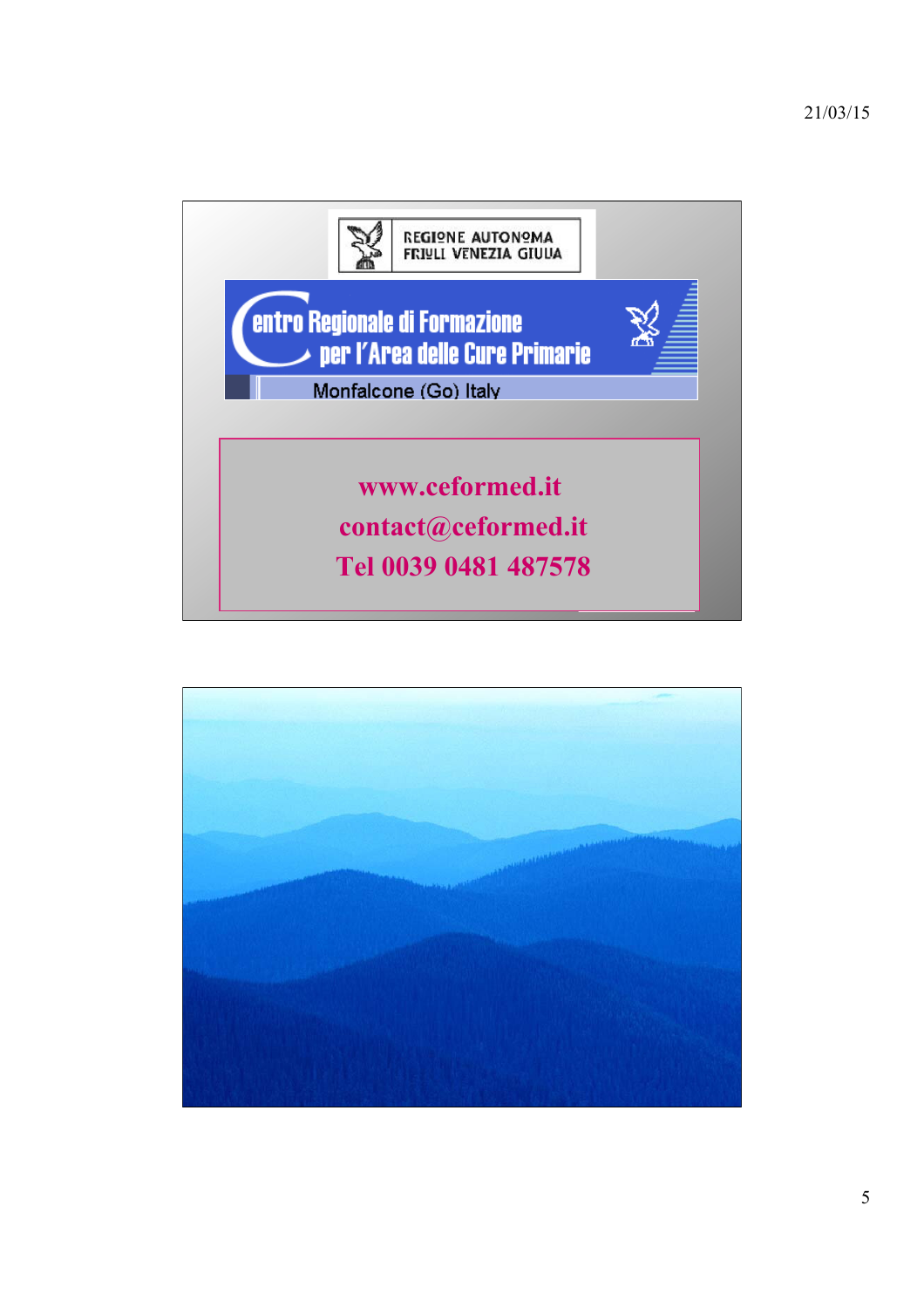REGIONE AUTONOMA FRIULI VENEZIA GIULIA

Centro Regionale di Formazione per l'Area delle Cure Primarie

Monfalcone (Go) Italy

**www.ceformed.it**

**contact@ceformed.it**

**Tel 0039 0481 487578**